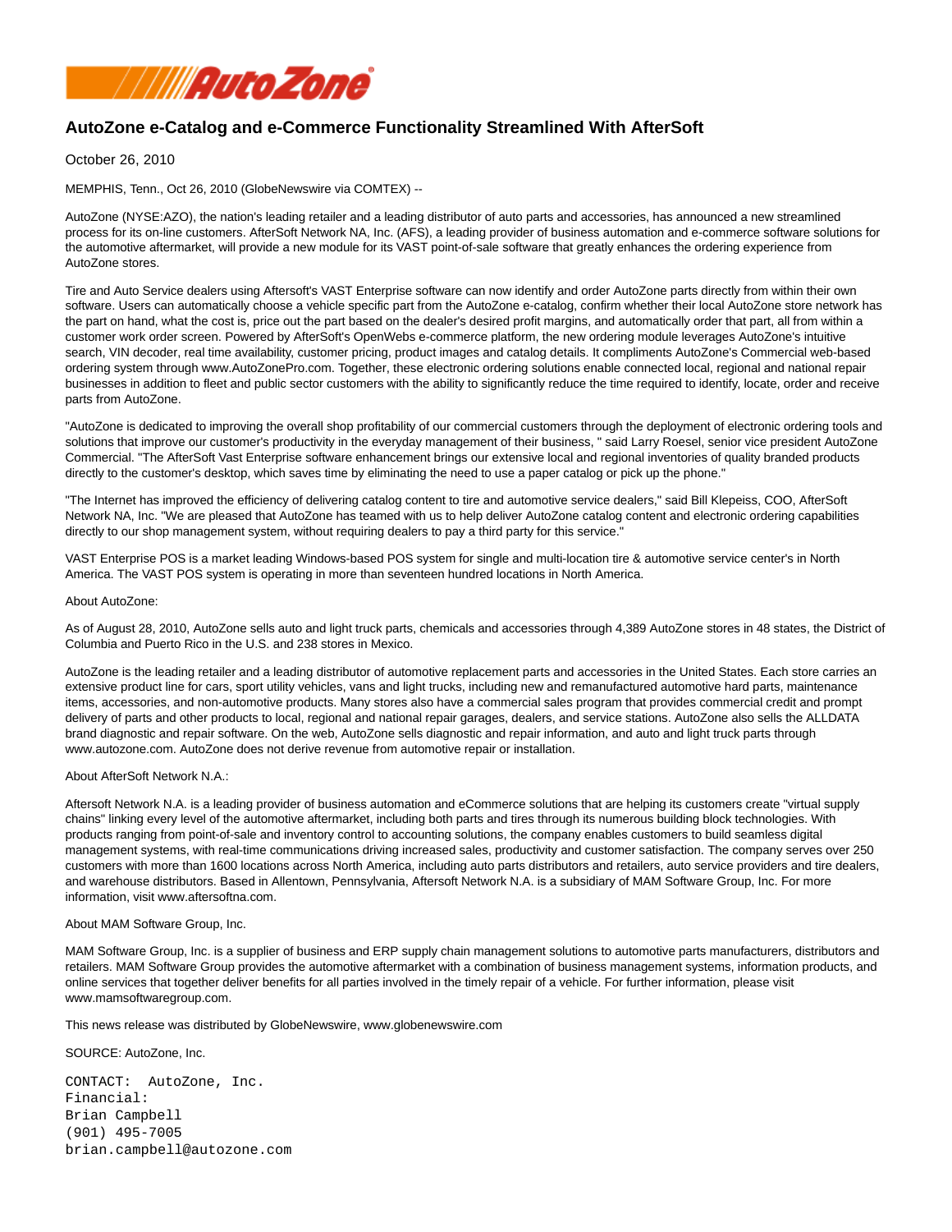# AutoZone e-Catalog and e-Commerce Functionality Streamlined With AfterSoft

October 26, 2010

MEMPHIS, Tenn., Oct 26, 2010 (GlobeNewswire via COMTEX) --

AutoZone (NYSE:AZO), the nation's leading retailer and a leading distributor of auto parts and accessories, has announced a new streamlined process for its on-line customers. AfterSoft Network NA, Inc. (AFS), a leading provider of business automation and e-commerce software solutions for the automotive aftermarket, will provide a new module for its VAST point-of-sale software that greatly enhances the ordering experience from AutoZone stores.

Tire and Auto Service dealers using Aftersoft's VAST Enterprise software can now identify and order AutoZone parts directly from within their own software. Users can automatically choose a vehicle specific part from the AutoZone e-catalog, confirm whether their local AutoZone store network has the part on hand, what the cost is, price out the part based on the dealer's desired profit margins, and automatically order that part, all from within a customer work order screen. Powered by AfterSoft's OpenWebs e-commerce platform, the new ordering module leverages AutoZone's intuitive search, VIN decoder, real time availability, customer pricing, product images and catalog details. It compliments AutoZone's Commercial web-based ordering system through www.AutoZonePro.com. Together, these electronic ordering solutions enable connected local, regional and national repair businesses in addition to fleet and public sector customers with the ability to significantly reduce the time required to identify, locate, order and receive parts from AutoZone.

"AutoZone is dedicated to improving the overall shop profitability of our commercial customers through the deployment of electronic ordering tools and solutions that improve our customer's productivity in the everyday management of their business, " said Larry Roesel, senior vice president AutoZone Commercial. "The AfterSoft Vast Enterprise software enhancement brings our extensive local and regional inventories of quality branded products directly to the customer's desktop, which saves time by eliminating the need to use a paper catalog or pick up the phone."

"The Internet has improved the efficiency of delivering catalog content to tire and automotive service dealers," said Bill Klepeiss, COO, AfterSoft Network NA, Inc. "We are pleased that AutoZone has teamed with us to help deliver AutoZone catalog content and electronic ordering capabilities directly to our shop management system, without requiring dealers to pay a third party for this service."

VAST Enterprise POS is a market leading Windows-based POS system for single and multi-location tire & automotive service center's in North America. The VAST POS system is operating in more than seventeen hundred locations in North America.

About AutoZone:

As of August 28, 2010, AutoZone sells auto and light truck parts, chemicals and accessories through 4,389 AutoZone stores in 48 states, the District of Columbia and Puerto Rico in the U.S. and 238 stores in Mexico.

AutoZone is the leading retailer and a leading distributor of automotive replacement parts and accessories in the United States. Each store carries an extensive product line for cars, sport utility vehicles, vans and light trucks, including new and remanufactured automotive hard parts, maintenance items, accessories, and non-automotive products. Many stores also have a commercial sales program that provides commercial credit and prompt delivery of parts and other products to local, regional and national repair garages, dealers, and service stations. AutoZone also sells the ALLDATA brand diagnostic and repair software. On the web, AutoZone sells diagnostic and repair information, and auto and light truck parts through www.autozone.com. AutoZone does not derive revenue from automotive repair or installation.

About AfterSoft Network N.A.:

Aftersoft Network N.A. is a leading provider of business automation and eCommerce solutions that are helping its customers create "virtual supply chains" linking every level of the automotive aftermarket, including both parts and tires through its numerous building block technologies. With products ranging from point-of-sale and inventory control to accounting solutions, the company enables customers to build seamless digital management systems, with real-time communications driving increased sales, productivity and customer satisfaction. The company serves over 250 customers with more than 1600 locations across North America, including auto parts distributors and retailers, auto service providers and tire dealers, and warehouse distributors. Based in Allentown, Pennsylvania, Aftersoft Network N.A. is a subsidiary of MAM Software Group, Inc. For more information, visit www.aftersoftna.com.

About MAM Software Group, Inc.

MAM Software Group, Inc. is a supplier of business and ERP supply chain management solutions to automotive parts manufacturers, distributors and retailers. MAM Software Group provides the automotive aftermarket with a combination of business management systems, information products, and online services that together deliver benefits for all parties involved in the timely repair of a vehicle. For further information, please visit www.mamsoftwaregroup.com.

This news release was distributed by GlobeNewswire, www.globenewswire.com

SOURCE: AutoZone, Inc.

```
CONTACT:  AutoZone, Inc.
Financial:
Brian Campbell
(901) 495-7005
brian.campbell@autozone.com
```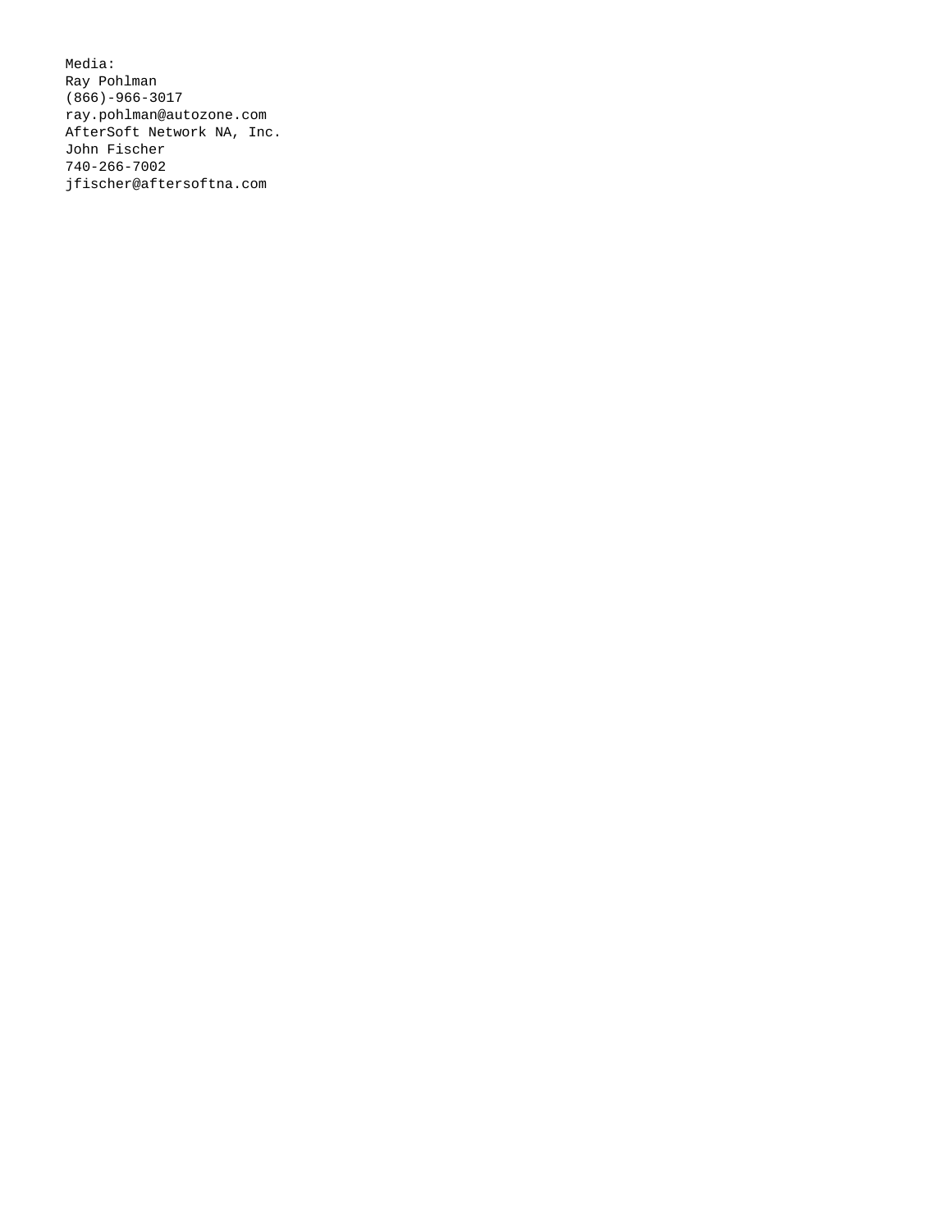Media:
Ray Pohlman
(866)-966-3017
ray.pohlman@autozone.com
AfterSoft Network NA, Inc.
John Fischer
740-266-7002
jfischer@aftersoftna.com